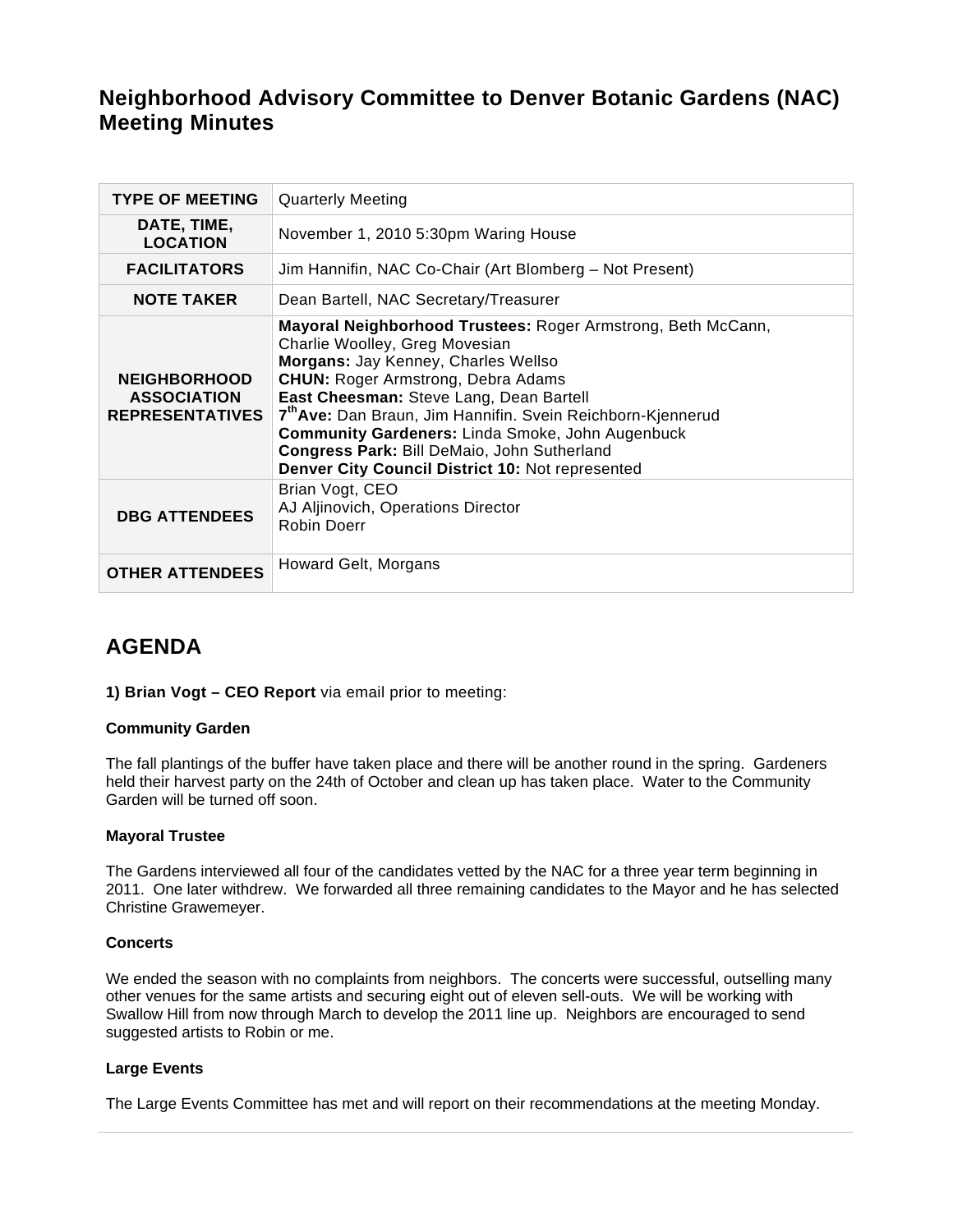# Neighborhood Advisory Committee to Denver Botanic Gardens (NAC) Meeting Minutes

| | |
|---|---|
| **TYPE OF MEETING** | Quarterly Meeting |
| **DATE, TIME, LOCATION** | November 1, 2010 5:30pm Waring House |
| **FACILITATORS** | Jim Hannifin, NAC Co-Chair (Art Blomberg – Not Present) |
| **NOTE TAKER** | Dean Bartell, NAC Secretary/Treasurer |
| **NEIGHBORHOOD ASSOCIATION REPRESENTATIVES** | **Mayoral Neighborhood Trustees:** Roger Armstrong, Beth McCann, Charlie Woolley, Greg Movesian<br>**Morgans:** Jay Kenney, Charles Wellso<br>**CHUN:** Roger Armstrong, Debra Adams<br>**East Cheesman:** Steve Lang, Dean Bartell<br>**7th Ave:** Dan Braun, Jim Hannifin. Svein Reichborn-Kjennerud<br>**Community Gardeners:** Linda Smoke, John Augenbuck<br>**Congress Park:** Bill DeMaio, John Sutherland<br>**Denver City Council District 10:** Not represented |
| **DBG ATTENDEES** | Brian Vogt, CEO<br>AJ Aljinovich, Operations Director<br>Robin Doerr |
| **OTHER ATTENDEES** | Howard Gelt, Morgans |

## AGENDA

**1) Brian Vogt – CEO Report** via email prior to meeting:

**Community Garden**

The fall plantings of the buffer have taken place and there will be another round in the spring. Gardeners held their harvest party on the 24th of October and clean up has taken place. Water to the Community Garden will be turned off soon.

**Mayoral Trustee**

The Gardens interviewed all four of the candidates vetted by the NAC for a three year term beginning in 2011. One later withdrew. We forwarded all three remaining candidates to the Mayor and he has selected Christine Grawemeyer.

**Concerts**

We ended the season with no complaints from neighbors. The concerts were successful, outselling many other venues for the same artists and securing eight out of eleven sell-outs. We will be working with Swallow Hill from now through March to develop the 2011 line up. Neighbors are encouraged to send suggested artists to Robin or me.

**Large Events**

The Large Events Committee has met and will report on their recommendations at the meeting Monday.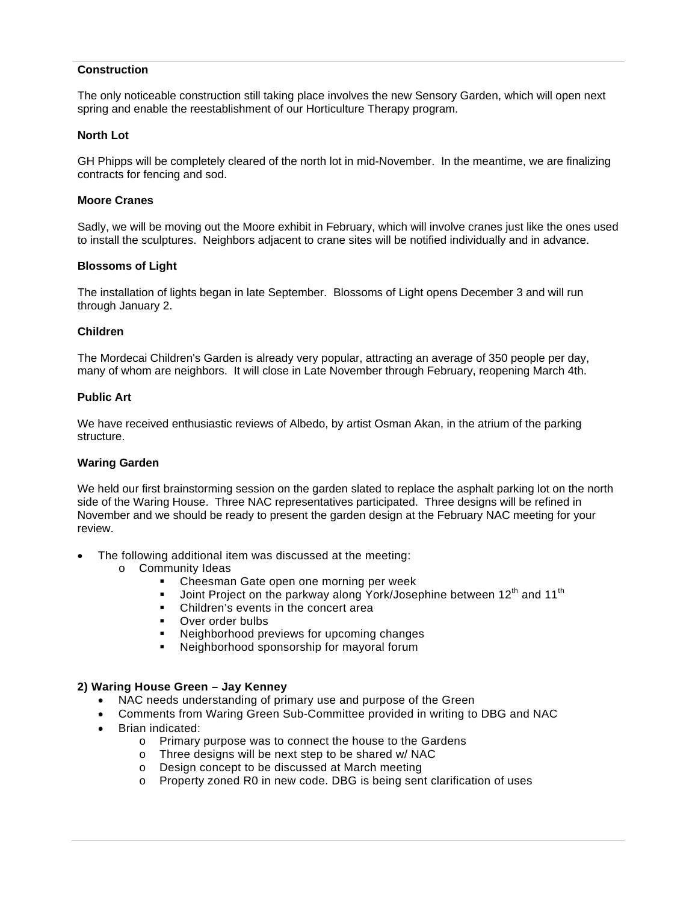**Construction**

The only noticeable construction still taking place involves the new Sensory Garden, which will open next spring and enable the reestablishment of our Horticulture Therapy program.

**North Lot**

GH Phipps will be completely cleared of the north lot in mid-November. In the meantime, we are finalizing contracts for fencing and sod.

**Moore Cranes**

Sadly, we will be moving out the Moore exhibit in February, which will involve cranes just like the ones used to install the sculptures. Neighbors adjacent to crane sites will be notified individually and in advance.

**Blossoms of Light**

The installation of lights began in late September. Blossoms of Light opens December 3 and will run through January 2.

**Children**

The Mordecai Children's Garden is already very popular, attracting an average of 350 people per day, many of whom are neighbors. It will close in Late November through February, reopening March 4th.

**Public Art**

We have received enthusiastic reviews of Albedo, by artist Osman Akan, in the atrium of the parking structure.

**Waring Garden**

We held our first brainstorming session on the garden slated to replace the asphalt parking lot on the north side of the Waring House. Three NAC representatives participated. Three designs will be refined in November and we should be ready to present the garden design at the February NAC meeting for your review.

- The following additional item was discussed at the meeting:
  - Community Ideas
    - Cheesman Gate open one morning per week
    - Joint Project on the parkway along York/Josephine between 12th and 11th
    - Children's events in the concert area
    - Over order bulbs
    - Neighborhood previews for upcoming changes
    - Neighborhood sponsorship for mayoral forum

**2) Waring House Green – Jay Kenney**

- NAC needs understanding of primary use and purpose of the Green
- Comments from Waring Green Sub-Committee provided in writing to DBG and NAC
- Brian indicated:
  - Primary purpose was to connect the house to the Gardens
  - Three designs will be next step to be shared w/ NAC
  - Design concept to be discussed at March meeting
  - Property zoned R0 in new code. DBG is being sent clarification of uses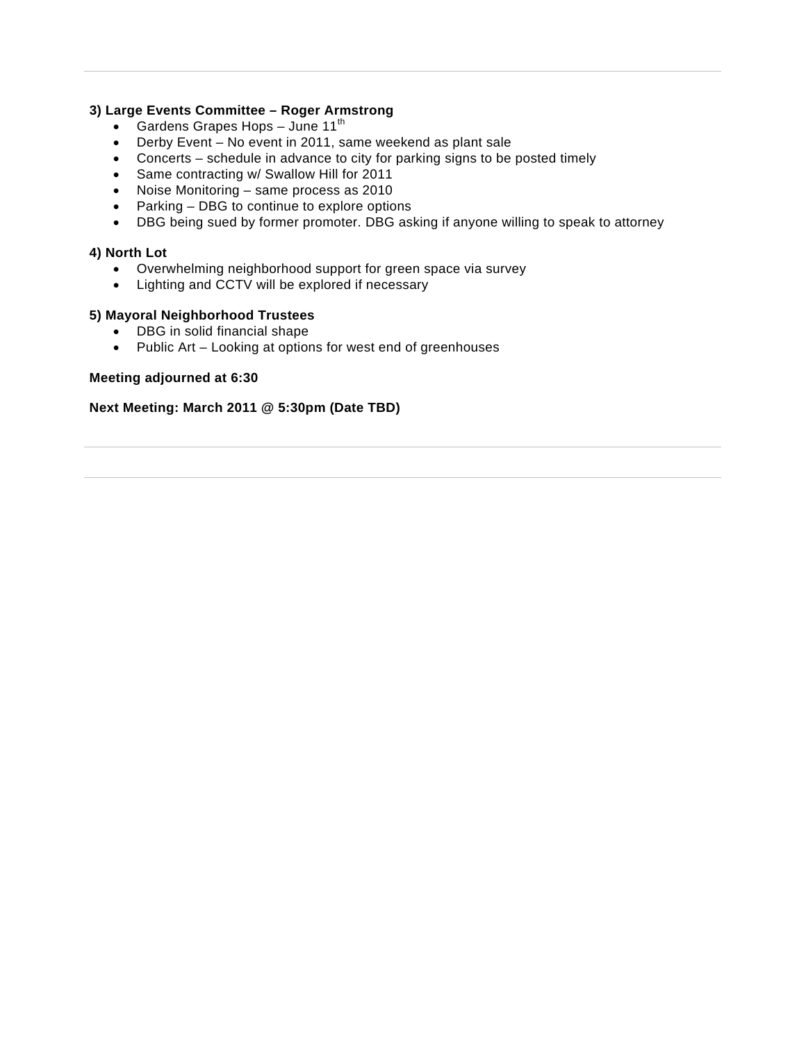**3) Large Events Committee – Roger Armstrong**

- Gardens Grapes Hops – June 11th
- Derby Event – No event in 2011, same weekend as plant sale
- Concerts – schedule in advance to city for parking signs to be posted timely
- Same contracting w/ Swallow Hill for 2011
- Noise Monitoring – same process as 2010
- Parking – DBG to continue to explore options
- DBG being sued by former promoter. DBG asking if anyone willing to speak to attorney

**4) North Lot**

- Overwhelming neighborhood support for green space via survey
- Lighting and CCTV will be explored if necessary

**5) Mayoral Neighborhood Trustees**

- DBG in solid financial shape
- Public Art – Looking at options for west end of greenhouses

**Meeting adjourned at 6:30**

**Next Meeting: March 2011 @ 5:30pm (Date TBD)**